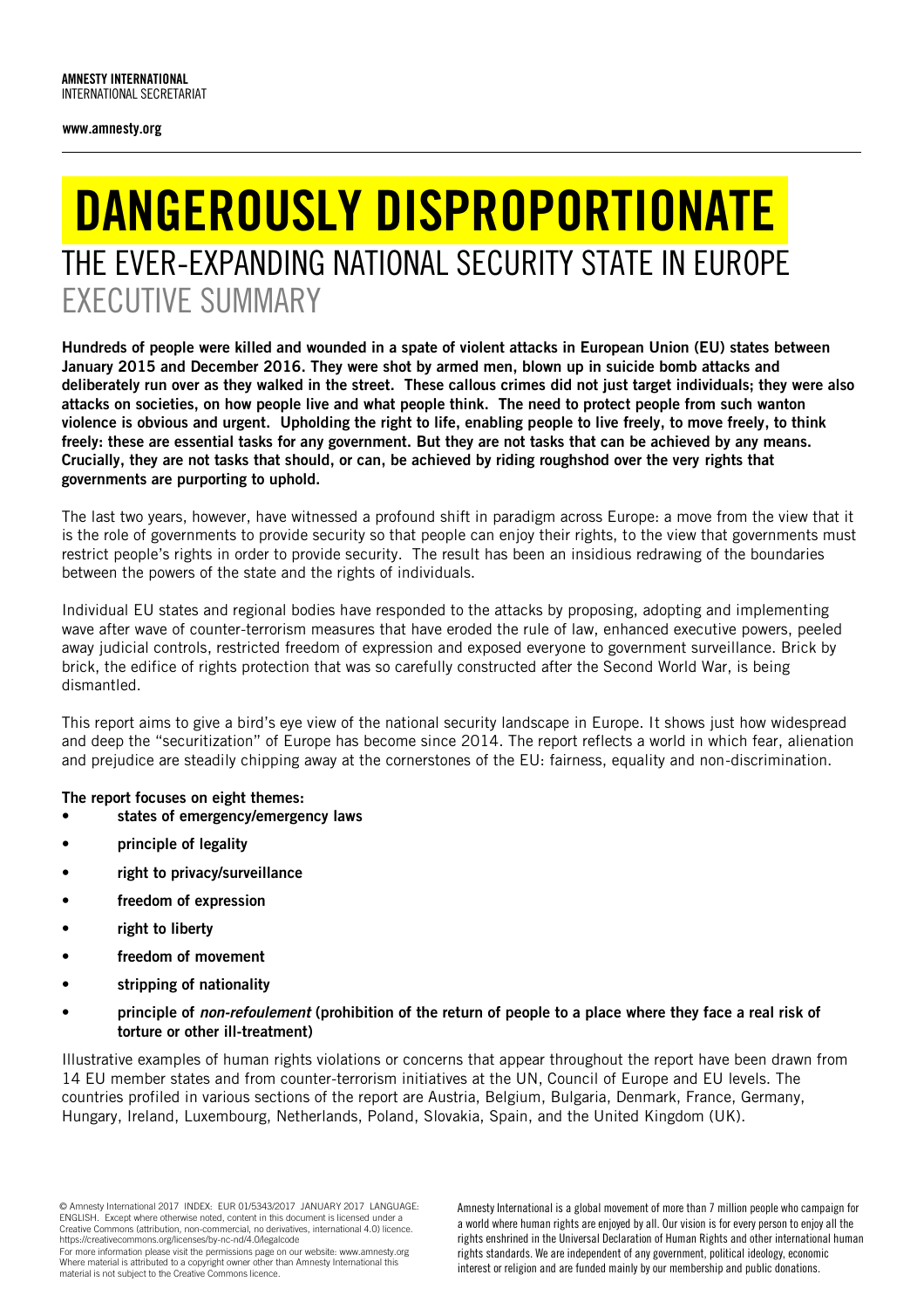**AMNESTY INTERNATIONAL**
INTERNATIONAL SECRETARIAT

**www.amnesty.org**

# DANGEROUSLY DISPROPORTIONATE

## THE EVER-EXPANDING NATIONAL SECURITY STATE IN EUROPE

## EXECUTIVE SUMMARY

**Hundreds of people were killed and wounded in a spate of violent attacks in European Union (EU) states between January 2015 and December 2016. They were shot by armed men, blown up in suicide bomb attacks and deliberately run over as they walked in the street. These callous crimes did not just target individuals; they were also attacks on societies, on how people live and what people think. The need to protect people from such wanton violence is obvious and urgent. Upholding the right to life, enabling people to live freely, to move freely, to think freely: these are essential tasks for any government. But they are not tasks that can be achieved by any means. Crucially, they are not tasks that should, or can, be achieved by riding roughshod over the very rights that governments are purporting to uphold.**

The last two years, however, have witnessed a profound shift in paradigm across Europe: a move from the view that it is the role of governments to provide security so that people can enjoy their rights, to the view that governments must restrict people's rights in order to provide security. The result has been an insidious redrawing of the boundaries between the powers of the state and the rights of individuals.

Individual EU states and regional bodies have responded to the attacks by proposing, adopting and implementing wave after wave of counter-terrorism measures that have eroded the rule of law, enhanced executive powers, peeled away judicial controls, restricted freedom of expression and exposed everyone to government surveillance. Brick by brick, the edifice of rights protection that was so carefully constructed after the Second World War, is being dismantled.

This report aims to give a bird's eye view of the national security landscape in Europe. It shows just how widespread and deep the "securitization" of Europe has become since 2014. The report reflects a world in which fear, alienation and prejudice are steadily chipping away at the cornerstones of the EU: fairness, equality and non-discrimination.

**The report focuses on eight themes:**

- **states of emergency/emergency laws**
- **principle of legality**
- **right to privacy/surveillance**
- **freedom of expression**
- **right to liberty**
- **freedom of movement**
- **stripping of nationality**
- **principle of *non-refoulement* (prohibition of the return of people to a place where they face a real risk of torture or other ill-treatment)**

Illustrative examples of human rights violations or concerns that appear throughout the report have been drawn from 14 EU member states and from counter-terrorism initiatives at the UN, Council of Europe and EU levels. The countries profiled in various sections of the report are Austria, Belgium, Bulgaria, Denmark, France, Germany, Hungary, Ireland, Luxembourg, Netherlands, Poland, Slovakia, Spain, and the United Kingdom (UK).

© Amnesty International 2017 INDEX: EUR 01/5343/2017 JANUARY 2017 LANGUAGE: ENGLISH. Except where otherwise noted, content in this document is licensed under a Creative Commons (attribution, non-commercial, no derivatives, international 4.0) licence. https://creativecommons.org/licenses/by-nc-nd/4.0/legalcode
For more information please visit the permissions page on our website: www.amnesty.org
Where material is attributed to a copyright owner other than Amnesty International this material is not subject to the Creative Commons licence.

Amnesty International is a global movement of more than 7 million people who campaign for a world where human rights are enjoyed by all. Our vision is for every person to enjoy all the rights enshrined in the Universal Declaration of Human Rights and other international human rights standards. We are independent of any government, political ideology, economic interest or religion and are funded mainly by our membership and public donations.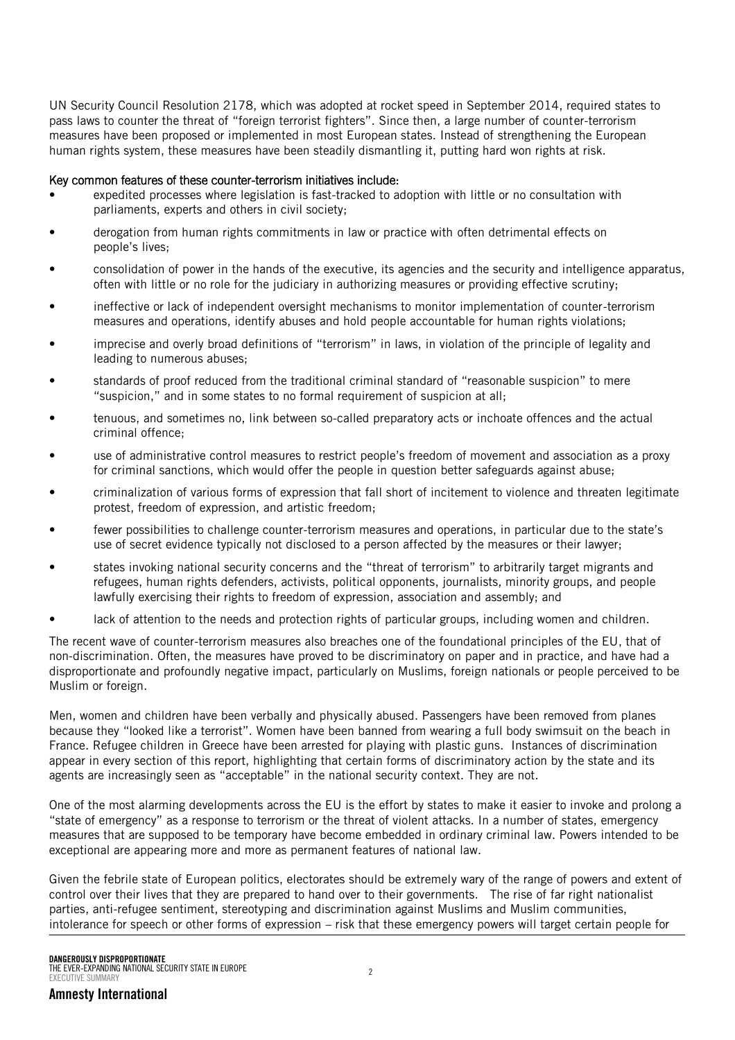UN Security Council Resolution 2178, which was adopted at rocket speed in September 2014, required states to pass laws to counter the threat of "foreign terrorist fighters". Since then, a large number of counter-terrorism measures have been proposed or implemented in most European states. Instead of strengthening the European human rights system, these measures have been steadily dismantling it, putting hard won rights at risk.

**Key common features of these counter-terrorism initiatives include:**

- expedited processes where legislation is fast-tracked to adoption with little or no consultation with parliaments, experts and others in civil society;
- derogation from human rights commitments in law or practice with often detrimental effects on people's lives;
- consolidation of power in the hands of the executive, its agencies and the security and intelligence apparatus, often with little or no role for the judiciary in authorizing measures or providing effective scrutiny;
- ineffective or lack of independent oversight mechanisms to monitor implementation of counter-terrorism measures and operations, identify abuses and hold people accountable for human rights violations;
- imprecise and overly broad definitions of "terrorism" in laws, in violation of the principle of legality and leading to numerous abuses;
- standards of proof reduced from the traditional criminal standard of "reasonable suspicion" to mere "suspicion," and in some states to no formal requirement of suspicion at all;
- tenuous, and sometimes no, link between so-called preparatory acts or inchoate offences and the actual criminal offence;
- use of administrative control measures to restrict people's freedom of movement and association as a proxy for criminal sanctions, which would offer the people in question better safeguards against abuse;
- criminalization of various forms of expression that fall short of incitement to violence and threaten legitimate protest, freedom of expression, and artistic freedom;
- fewer possibilities to challenge counter-terrorism measures and operations, in particular due to the state's use of secret evidence typically not disclosed to a person affected by the measures or their lawyer;
- states invoking national security concerns and the "threat of terrorism" to arbitrarily target migrants and refugees, human rights defenders, activists, political opponents, journalists, minority groups, and people lawfully exercising their rights to freedom of expression, association and assembly; and
- lack of attention to the needs and protection rights of particular groups, including women and children.

The recent wave of counter-terrorism measures also breaches one of the foundational principles of the EU, that of non-discrimination. Often, the measures have proved to be discriminatory on paper and in practice, and have had a disproportionate and profoundly negative impact, particularly on Muslims, foreign nationals or people perceived to be Muslim or foreign.

Men, women and children have been verbally and physically abused. Passengers have been removed from planes because they "looked like a terrorist". Women have been banned from wearing a full body swimsuit on the beach in France. Refugee children in Greece have been arrested for playing with plastic guns. Instances of discrimination appear in every section of this report, highlighting that certain forms of discriminatory action by the state and its agents are increasingly seen as "acceptable" in the national security context. They are not.

One of the most alarming developments across the EU is the effort by states to make it easier to invoke and prolong a "state of emergency" as a response to terrorism or the threat of violent attacks. In a number of states, emergency measures that are supposed to be temporary have become embedded in ordinary criminal law. Powers intended to be exceptional are appearing more and more as permanent features of national law.

Given the febrile state of European politics, electorates should be extremely wary of the range of powers and extent of control over their lives that they are prepared to hand over to their governments. The rise of far right nationalist parties, anti-refugee sentiment, stereotyping and discrimination against Muslims and Muslim communities, intolerance for speech or other forms of expression – risk that these emergency powers will target certain people for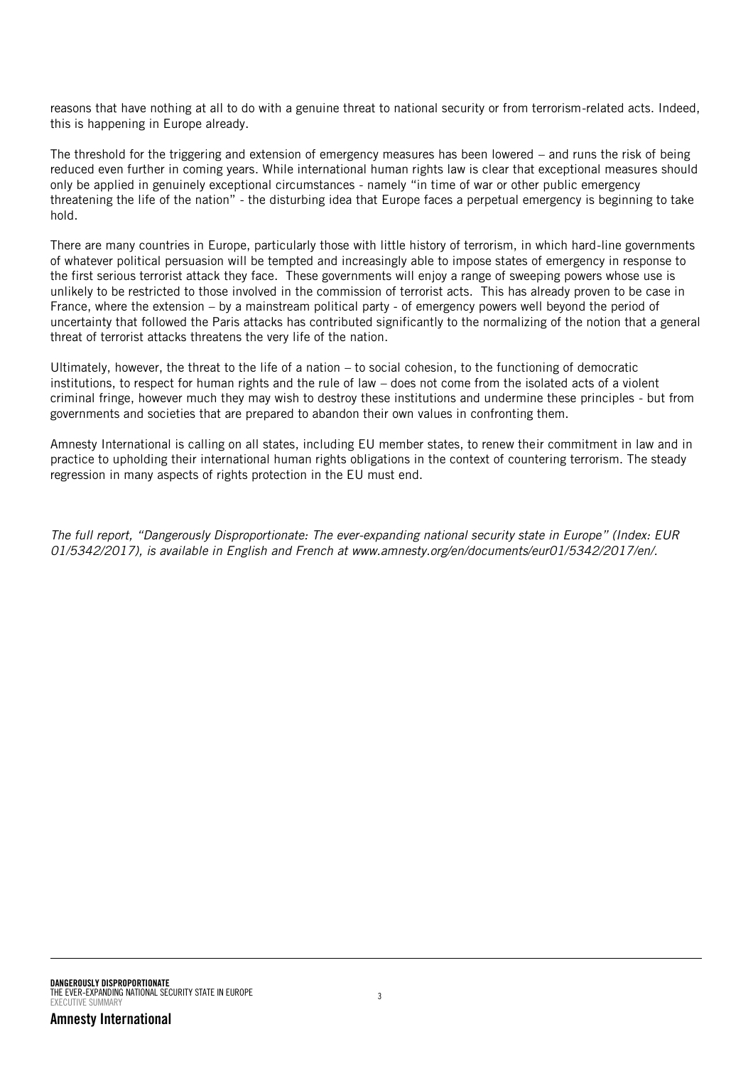reasons that have nothing at all to do with a genuine threat to national security or from terrorism-related acts. Indeed, this is happening in Europe already.

The threshold for the triggering and extension of emergency measures has been lowered – and runs the risk of being reduced even further in coming years. While international human rights law is clear that exceptional measures should only be applied in genuinely exceptional circumstances - namely "in time of war or other public emergency threatening the life of the nation" - the disturbing idea that Europe faces a perpetual emergency is beginning to take hold.

There are many countries in Europe, particularly those with little history of terrorism, in which hard-line governments of whatever political persuasion will be tempted and increasingly able to impose states of emergency in response to the first serious terrorist attack they face. These governments will enjoy a range of sweeping powers whose use is unlikely to be restricted to those involved in the commission of terrorist acts. This has already proven to be case in France, where the extension – by a mainstream political party - of emergency powers well beyond the period of uncertainty that followed the Paris attacks has contributed significantly to the normalizing of the notion that a general threat of terrorist attacks threatens the very life of the nation.

Ultimately, however, the threat to the life of a nation – to social cohesion, to the functioning of democratic institutions, to respect for human rights and the rule of law – does not come from the isolated acts of a violent criminal fringe, however much they may wish to destroy these institutions and undermine these principles - but from governments and societies that are prepared to abandon their own values in confronting them.

Amnesty International is calling on all states, including EU member states, to renew their commitment in law and in practice to upholding their international human rights obligations in the context of countering terrorism. The steady regression in many aspects of rights protection in the EU must end.

*The full report, "Dangerously Disproportionate: The ever-expanding national security state in Europe" (Index: EUR 01/5342/2017), is available in English and French at www.amnesty.org/en/documents/eur01/5342/2017/en/.*